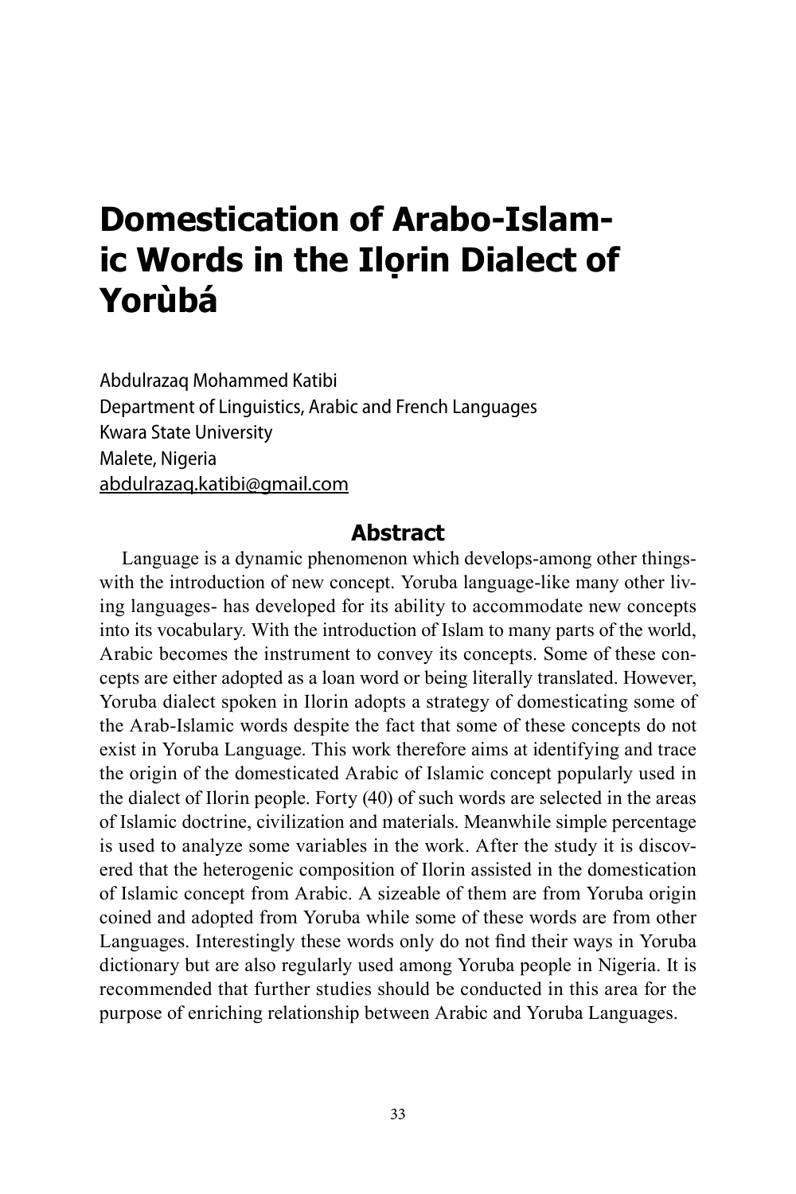# Domestication of Arabo-Islamic Words in the Ilọrin Dialect of Yorùbá

Abdulrazaq Mohammed Katibi
Department of Linguistics, Arabic and French Languages
Kwara State University
Malete, Nigeria
abdulrazaq.katibi@gmail.com

## Abstract

Language is a dynamic phenomenon which develops-among other things-with the introduction of new concept. Yoruba language-like many other living languages- has developed for its ability to accommodate new concepts into its vocabulary. With the introduction of Islam to many parts of the world, Arabic becomes the instrument to convey its concepts. Some of these concepts are either adopted as a loan word or being literally translated. However, Yoruba dialect spoken in Ilorin adopts a strategy of domesticating some of the Arab-Islamic words despite the fact that some of these concepts do not exist in Yoruba Language. This work therefore aims at identifying and trace the origin of the domesticated Arabic of Islamic concept popularly used in the dialect of Ilorin people. Forty (40) of such words are selected in the areas of Islamic doctrine, civilization and materials. Meanwhile simple percentage is used to analyze some variables in the work. After the study it is discovered that the heterogenic composition of Ilorin assisted in the domestication of Islamic concept from Arabic. A sizeable of them are from Yoruba origin coined and adopted from Yoruba while some of these words are from other Languages. Interestingly these words only do not find their ways in Yoruba dictionary but are also regularly used among Yoruba people in Nigeria. It is recommended that further studies should be conducted in this area for the purpose of enriching relationship between Arabic and Yoruba Languages.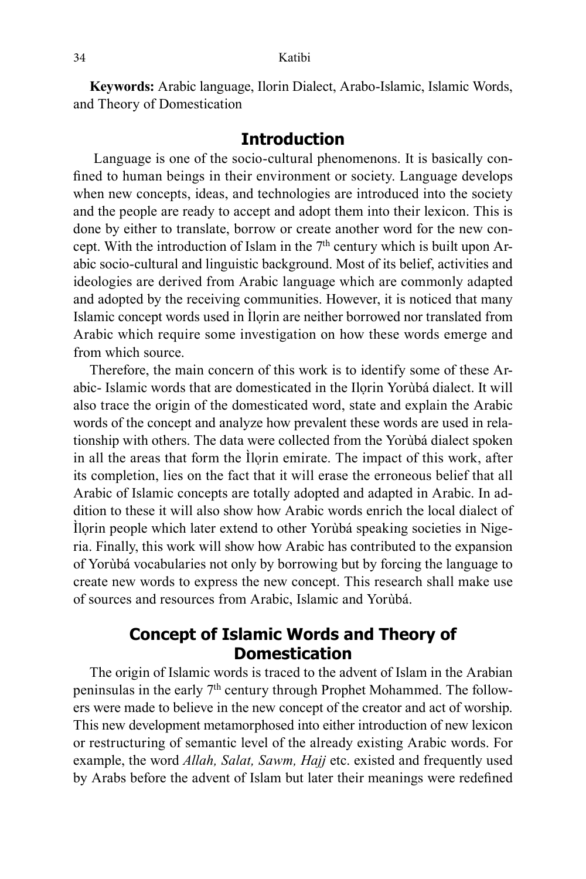**Keywords:** Arabic language, Ilorin Dialect, Arabo-Islamic, Islamic Words, and Theory of Domestication

## Introduction

Language is one of the socio-cultural phenomenons. It is basically confined to human beings in their environment or society. Language develops when new concepts, ideas, and technologies are introduced into the society and the people are ready to accept and adopt them into their lexicon. This is done by either to translate, borrow or create another word for the new concept. With the introduction of Islam in the 7th century which is built upon Arabic socio-cultural and linguistic background. Most of its belief, activities and ideologies are derived from Arabic language which are commonly adapted and adopted by the receiving communities. However, it is noticed that many Islamic concept words used in Ìlọrin are neither borrowed nor translated from Arabic which require some investigation on how these words emerge and from which source.

Therefore, the main concern of this work is to identify some of these Arabic- Islamic words that are domesticated in the Ilọrin Yorùbá dialect. It will also trace the origin of the domesticated word, state and explain the Arabic words of the concept and analyze how prevalent these words are used in relationship with others. The data were collected from the Yorùbá dialect spoken in all the areas that form the Ìlọrin emirate. The impact of this work, after its completion, lies on the fact that it will erase the erroneous belief that all Arabic of Islamic concepts are totally adopted and adapted in Arabic. In addition to these it will also show how Arabic words enrich the local dialect of Ìlọrin people which later extend to other Yorùbá speaking societies in Nigeria. Finally, this work will show how Arabic has contributed to the expansion of Yorùbá vocabularies not only by borrowing but by forcing the language to create new words to express the new concept. This research shall make use of sources and resources from Arabic, Islamic and Yorùbá.

## Concept of Islamic Words and Theory of Domestication

The origin of Islamic words is traced to the advent of Islam in the Arabian peninsulas in the early 7th century through Prophet Mohammed. The followers were made to believe in the new concept of the creator and act of worship. This new development metamorphosed into either introduction of new lexicon or restructuring of semantic level of the already existing Arabic words. For example, the word *Allah, Salat, Sawm, Hajj* etc. existed and frequently used by Arabs before the advent of Islam but later their meanings were redefined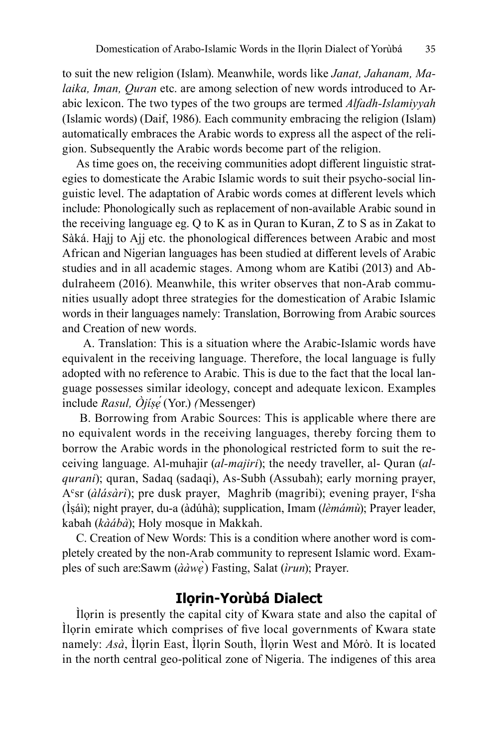to suit the new religion (Islam). Meanwhile, words like *Janat, Jahanam, Malaika, Iman, Quran* etc. are among selection of new words introduced to Arabic lexicon. The two types of the two groups are termed *Alfadh-Islamiyyah* (Islamic words) (Daif, 1986). Each community embracing the religion (Islam) automatically embraces the Arabic words to express all the aspect of the religion. Subsequently the Arabic words become part of the religion.

As time goes on, the receiving communities adopt different linguistic strategies to domesticate the Arabic Islamic words to suit their psycho-social linguistic level. The adaptation of Arabic words comes at different levels which include: Phonologically such as replacement of non-available Arabic sound in the receiving language eg. Q to K as in Quran to Kuran, Z to S as in Zakat to Sàká. Hajj to Ajj etc. the phonological differences between Arabic and most African and Nigerian languages has been studied at different levels of Arabic studies and in all academic stages. Among whom are Katibi (2013) and Abdulraheem (2016). Meanwhile, this writer observes that non-Arab communities usually adopt three strategies for the domestication of Arabic Islamic words in their languages namely: Translation, Borrowing from Arabic sources and Creation of new words.

A. Translation: This is a situation where the Arabic-Islamic words have equivalent in the receiving language. Therefore, the local language is fully adopted with no reference to Arabic. This is due to the fact that the local language possesses similar ideology, concept and adequate lexicon. Examples include *Rasul, Òjíṣẹ́* (Yor.) *(*Messenger)

B. Borrowing from Arabic Sources: This is applicable where there are no equivalent words in the receiving languages, thereby forcing them to borrow the Arabic words in the phonological restricted form to suit the receiving language. Al-muhajir (*al-majiri*); the needy traveller, al- Quran (*al-qurani*); quran, Sadaq (sadaqi), As-Subh (Assubah); early morning prayer, A[c]sr (*àlásàrì*); pre dusk prayer, Maghrib (magribi); evening prayer, I[c]sha (Ìṣáì); night prayer, du-a (àdúhà); supplication, Imam (*lèmámù*); Prayer leader, kabah (*kàábà*); Holy mosque in Makkah.

C. Creation of New Words: This is a condition where another word is completely created by the non-Arab community to represent Islamic word. Examples of such are:Sawm (*ààwẹ̀*) Fasting, Salat (*ìrun*); Prayer.

## Ilọrin-Yorùbá Dialect

Ìlọrin is presently the capital city of Kwara state and also the capital of Ìlọrin emirate which comprises of five local governments of Kwara state namely: *Asà*, Ìlọrin East, Ìlọrin South, Ìlọrin West and Mórò. It is located in the north central geo-political zone of Nigeria. The indigenes of this area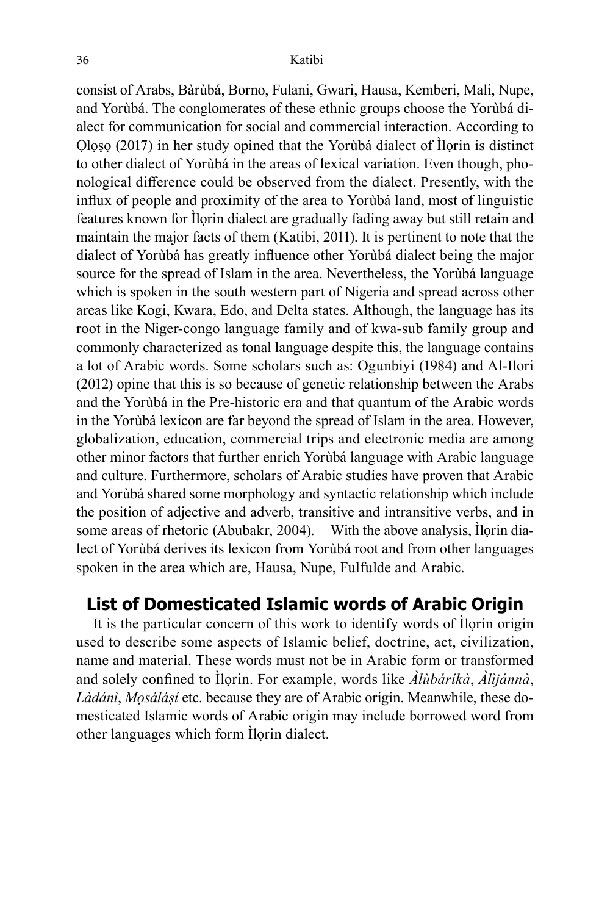consist of Arabs, Bàrùbá, Borno, Fulani, Gwari, Hausa, Kemberi, Mali, Nupe, and Yorùbá. The conglomerates of these ethnic groups choose the Yorùbá dialect for communication for social and commercial interaction. According to Ọlọṣọ (2017) in her study opined that the Yorùbá dialect of Ìlọrin is distinct to other dialect of Yorùbá in the areas of lexical variation. Even though, phonological difference could be observed from the dialect. Presently, with the influx of people and proximity of the area to Yorùbá land, most of linguistic features known for Ìlọrin dialect are gradually fading away but still retain and maintain the major facts of them (Katibi, 2011). It is pertinent to note that the dialect of Yorùbá has greatly influence other Yorùbá dialect being the major source for the spread of Islam in the area. Nevertheless, the Yorùbá language which is spoken in the south western part of Nigeria and spread across other areas like Kogi, Kwara, Edo, and Delta states. Although, the language has its root in the Niger-congo language family and of kwa-sub family group and commonly characterized as tonal language despite this, the language contains a lot of Arabic words. Some scholars such as: Ogunbiyi (1984) and Al-Ilori (2012) opine that this is so because of genetic relationship between the Arabs and the Yorùbá in the Pre-historic era and that quantum of the Arabic words in the Yorùbá lexicon are far beyond the spread of Islam in the area. However, globalization, education, commercial trips and electronic media are among other minor factors that further enrich Yorùbá language with Arabic language and culture. Furthermore, scholars of Arabic studies have proven that Arabic and Yorùbá shared some morphology and syntactic relationship which include the position of adjective and adverb, transitive and intransitive verbs, and in some areas of rhetoric (Abubakr, 2004). With the above analysis, Ìlọrin dialect of Yorùbá derives its lexicon from Yorùbá root and from other languages spoken in the area which are, Hausa, Nupe, Fulfulde and Arabic.

## List of Domesticated Islamic words of Arabic Origin

It is the particular concern of this work to identify words of Ìlọrin origin used to describe some aspects of Islamic belief, doctrine, act, civilization, name and material. These words must not be in Arabic form or transformed and solely confined to Ìlọrin. For example, words like *Àlùbáríkà*, *Àlìjánnà*, *Làdánì*, *Mọsáláṣí* etc. because they are of Arabic origin. Meanwhile, these domesticated Islamic words of Arabic origin may include borrowed word from other languages which form Ìlọrin dialect.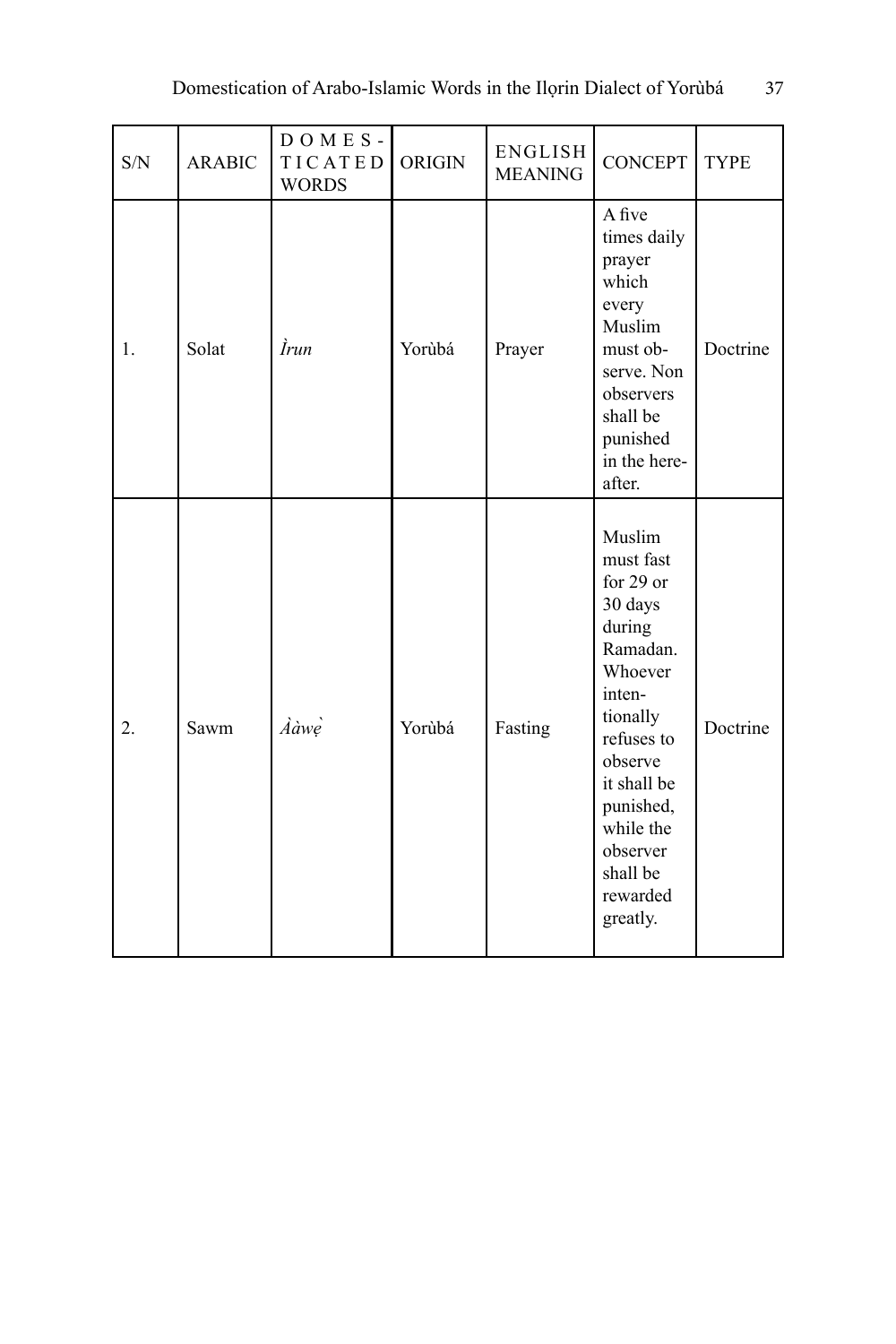| S/N | ARABIC | DOMESTICATED WORDS | ORIGIN | ENGLISH MEANING | CONCEPT | TYPE |
|---|---|---|---|---|---|---|
| 1. | Solat | *Ìrun* | Yorùbá | Prayer | A five times daily prayer which every Muslim must observe. Non observers shall be punished in the hereafter. | Doctrine |
| 2. | Sawm | *Ààwẹ̀* | Yorùbá | Fasting | Muslim must fast for 29 or 30 days during Ramadan. Whoever intentionally refuses to observe it shall be punished, while the observer shall be rewarded greatly. | Doctrine |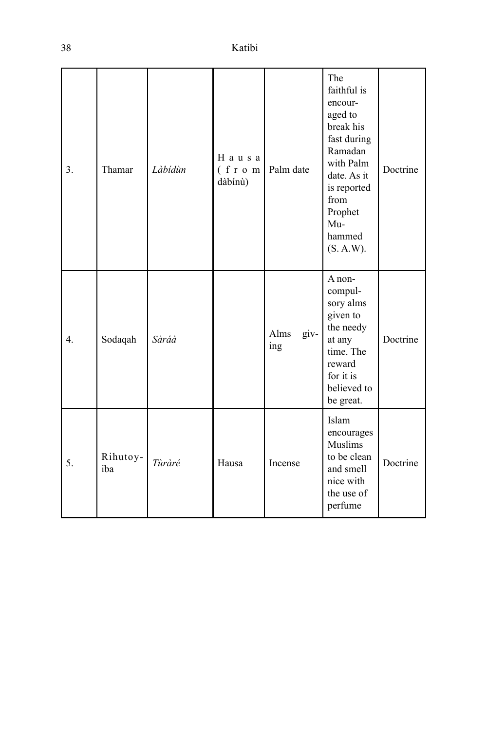| | | | | | | |
|---|---|---|---|---|---|---|
| 3. | Thamar | *Làbídùn* | Hausa (from dàbínù) | Palm date | The faithful is encouraged to break his fast during Ramadan with Palm date. As it is reported from Prophet Muhammed (S. A.W). | Doctrine |
| 4. | Sodaqah | *Sàráà* | | Alms giving | A non-compulsory alms given to the needy at any time. The reward for it is believed to be great. | Doctrine |
| 5. | Rihutoy-iba | *Tùràré* | Hausa | Incense | Islam encourages Muslims to be clean and smell nice with the use of perfume | Doctrine |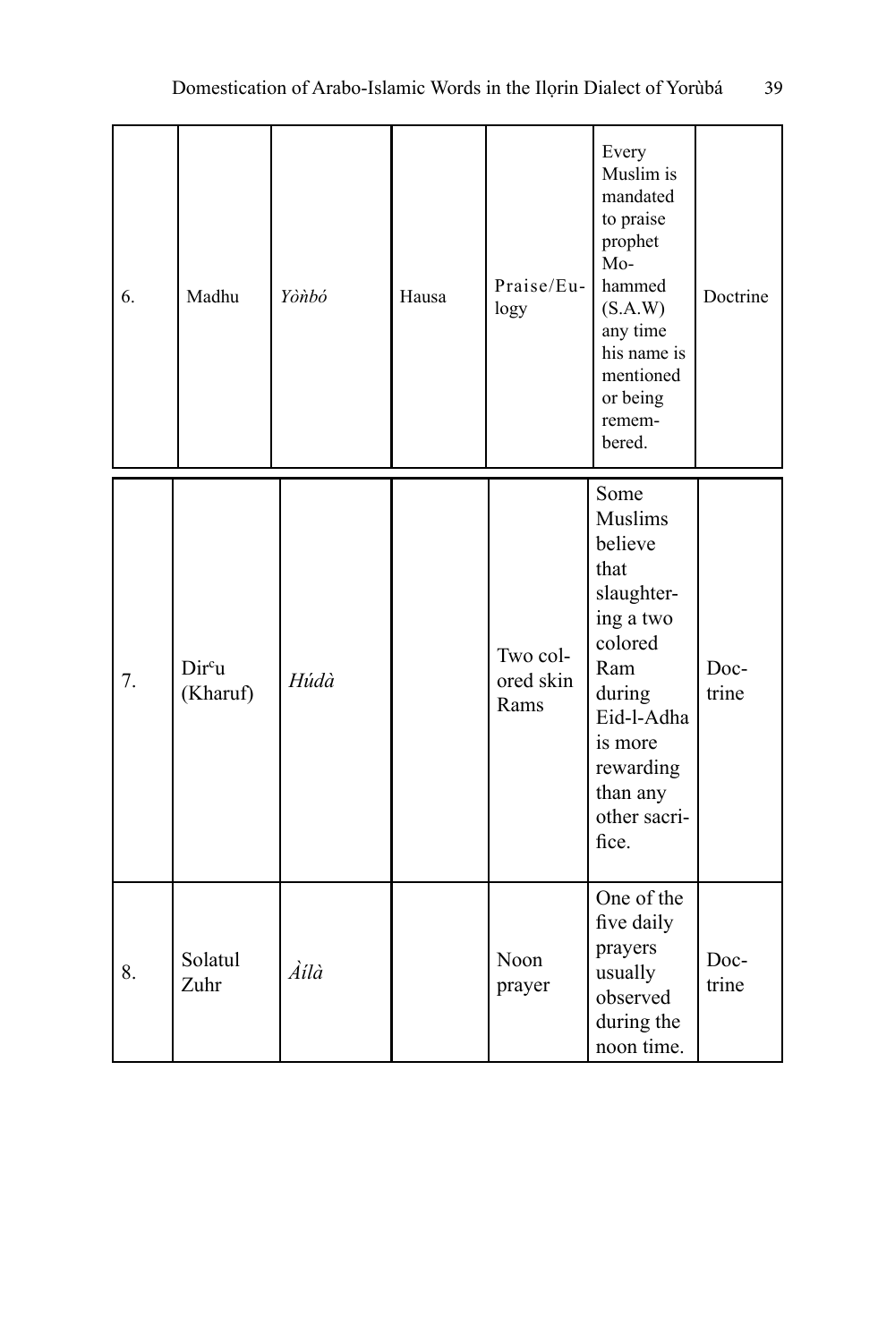| | | | | | | |
|---|---|---|---|---|---|---|
| 6. | Madhu | *Yòǹbó* | Hausa | Praise/Eulogy | Every Muslim is mandated to praise prophet Mohammed (S.A.W) any time his name is mentioned or being remembered. | Doctrine |
| 7. | Dirᶜu (Kharuf) | *Húdà* | | Two colored skin Rams | Some Muslims believe that slaughtering a two colored Ram during Eid-l-Adha is more rewarding than any other sacrifice. | Doctrine |
| 8. | Solatul Zuhr | *Àílà* | | Noon prayer | One of the five daily prayers usually observed during the noon time. | Doctrine |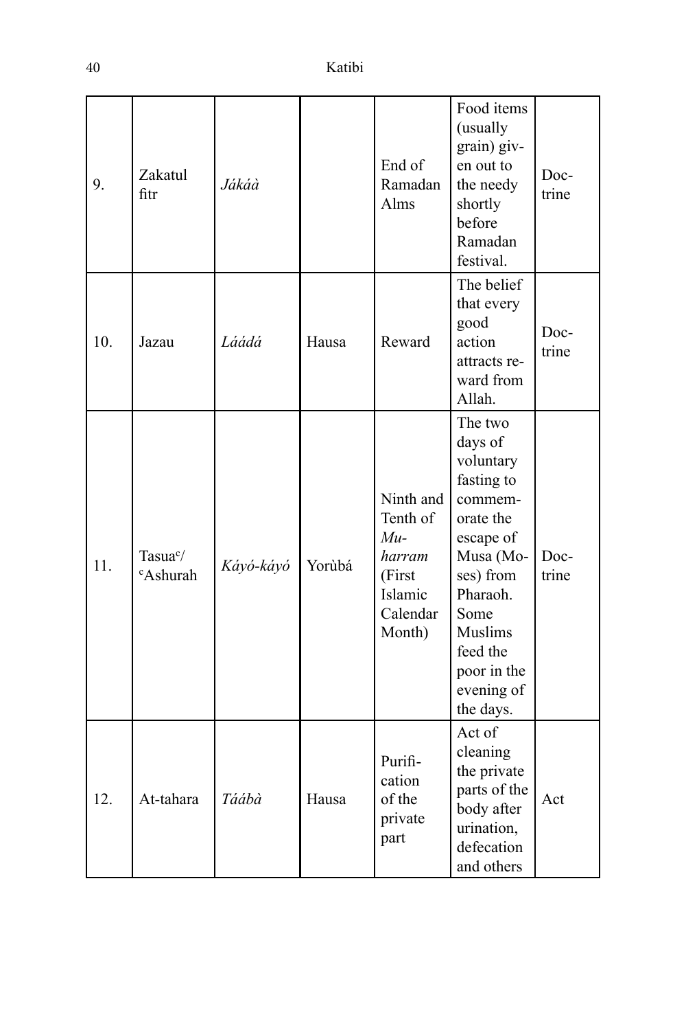| 9. | Zakatul fitr | *Jákáà* | | End of Ramadan Alms | Food items (usually grain) given out to the needy shortly before Ramadan festival. | Doctrine |
|---|---|---|---|---|---|---|
| 10. | Jazau | *Láádá* | Hausa | Reward | The belief that every good action attracts reward from Allah. | Doctrine |
| 11. | Tasua[c]/ [c]Ashurah | *Káyó-káyó* | Yorùbá | Ninth and Tenth of *Muharram* (First Islamic Calendar Month) | The two days of voluntary fasting to commemorate the escape of Musa (Moses) from Pharaoh. Some Muslims feed the poor in the evening of the days. | Doctrine |
| 12. | At-tahara | *Táábà* | Hausa | Purification of the private part | Act of cleaning the private parts of the body after urination, defecation and others | Act |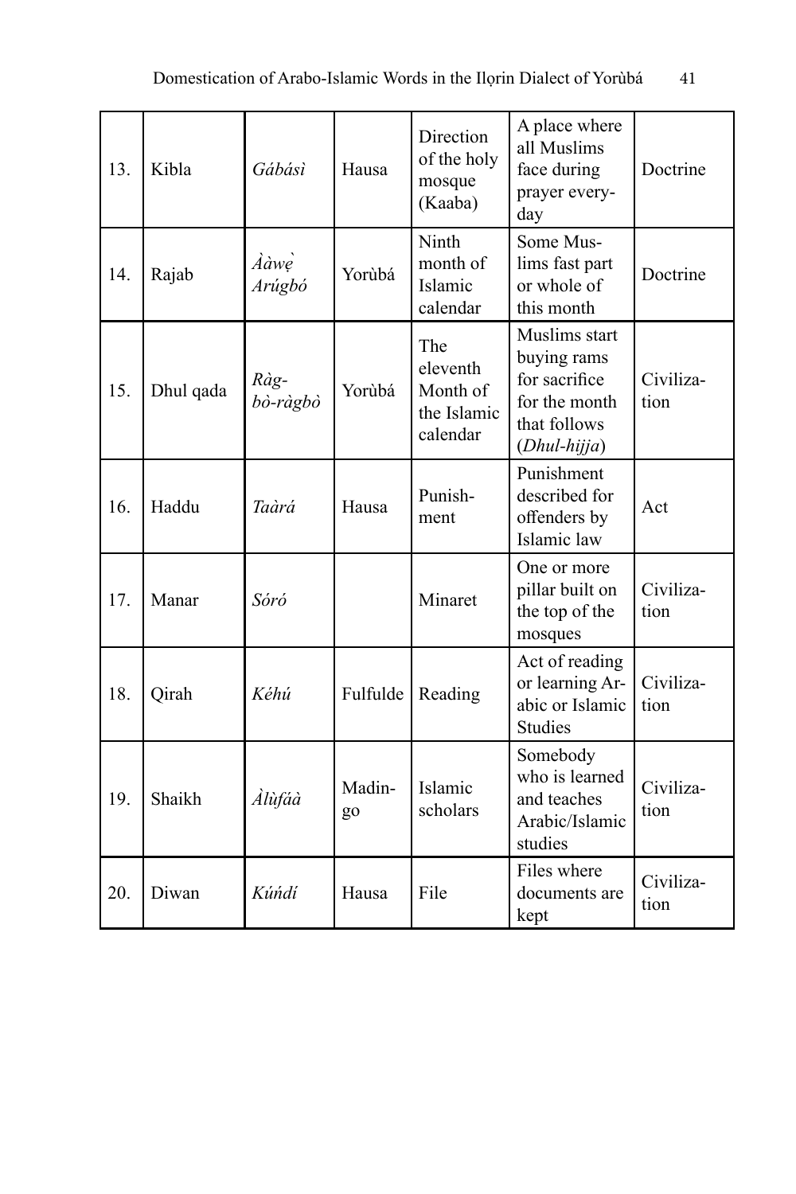| 13. | Kibla | *Gábásì* | Hausa | Direction of the holy mosque (Kaaba) | A place where all Muslims face during prayer everyday | Doctrine |
|---|---|---|---|---|---|---|
| 14. | Rajab | *Ààwẹ̀ Arúgbó* | Yorùbá | Ninth month of Islamic calendar | Some Muslims fast part or whole of this month | Doctrine |
| 15. | Dhul qada | *Ràgbò-ràgbò* | Yorùbá | The eleventh Month of the Islamic calendar | Muslims start buying rams for sacrifice for the month that follows (*Dhul-hijja*) | Civilization |
| 16. | Haddu | *Taàrá* | Hausa | Punishment | Punishment described for offenders by Islamic law | Act |
| 17. | Manar | *Sóró* | | Minaret | One or more pillar built on the top of the mosques | Civilization |
| 18. | Qirah | *Kéhú* | Fulfulde | Reading | Act of reading or learning Arabic or Islamic Studies | Civilization |
| 19. | Shaikh | *Àlùfáà* | Madingo | Islamic scholars | Somebody who is learned and teaches Arabic/Islamic studies | Civilization |
| 20. | Diwan | *Kúńdí* | Hausa | File | Files where documents are kept | Civilization |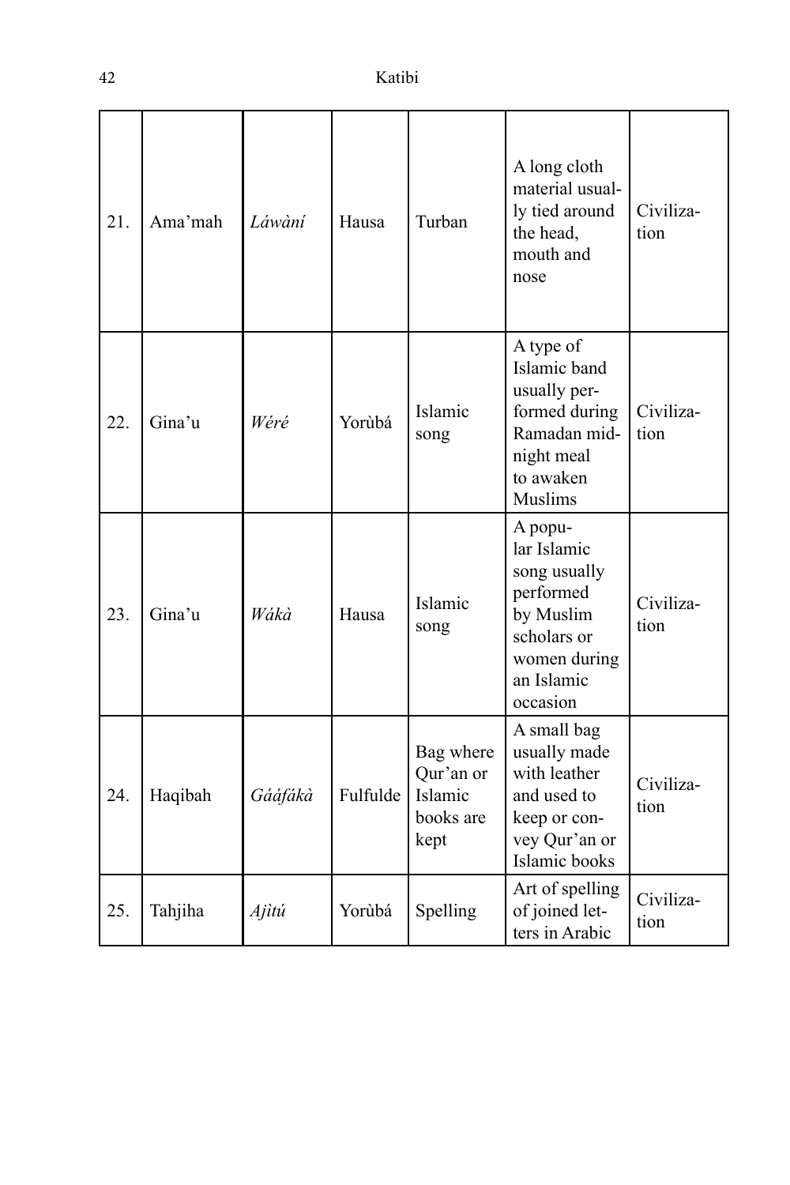| 21. | Ama'mah | *Láwàní* | Hausa | Turban | A long cloth material usually tied around the head, mouth and nose | Civilization |
|---|---|---|---|---|---|---|
| 22. | Gina'u | *Wéré* | Yorùbá | Islamic song | A type of Islamic band usually performed during Ramadan midnight meal to awaken Muslims | Civilization |
| 23. | Gina'u | *Wákà* | Hausa | Islamic song | A popular Islamic song usually performed by Muslim scholars or women during an Islamic occasion | Civilization |
| 24. | Haqibah | *Gááfákà* | Fulfulde | Bag where Qur'an or Islamic books are kept | A small bag usually made with leather and used to keep or convey Qur'an or Islamic books | Civilization |
| 25. | Tahjiha | *Ajìtú* | Yorùbá | Spelling | Art of spelling of joined letters in Arabic | Civilization |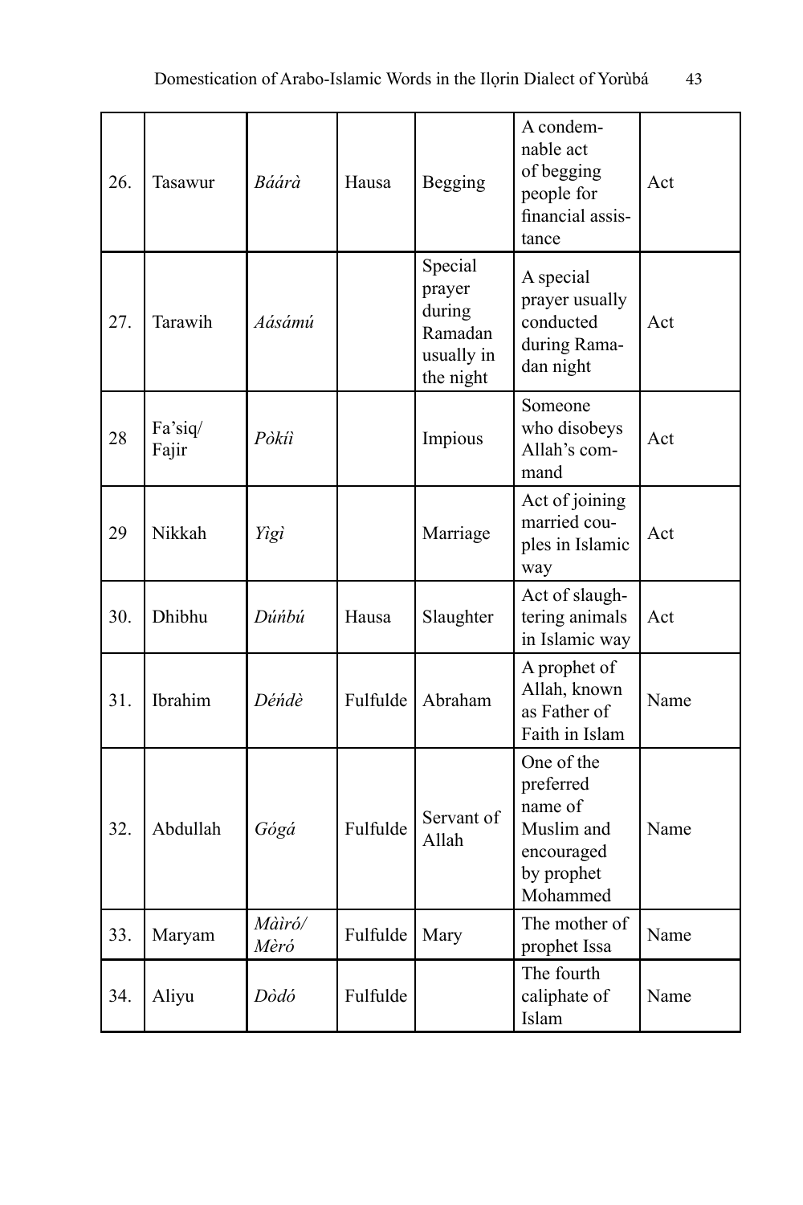| 26. | Tasawur | *Báárà* | Hausa | Begging | A condemnable act of begging people for financial assistance | Act |
|---|---|---|---|---|---|---|
| 27. | Tarawih | *Aásámú* | | Special prayer during Ramadan usually in the night | A special prayer usually conducted during Ramadan night | Act |
| 28 | Fa'siq/ Fajir | *Pòkíì* | | Impious | Someone who disobeys Allah's command | Act |
| 29 | Nikkah | *Yìgì* | | Marriage | Act of joining married couples in Islamic way | Act |
| 30. | Dhibhu | *Dúńbú* | Hausa | Slaughter | Act of slaughtering animals in Islamic way | Act |
| 31. | Ibrahim | *Déńdè* | Fulfulde | Abraham | A prophet of Allah, known as Father of Faith in Islam | Name |
| 32. | Abdullah | *Gógá* | Fulfulde | Servant of Allah | One of the preferred name of Muslim and encouraged by prophet Mohammed | Name |
| 33. | Maryam | *Màìró/ Mèró* | Fulfulde | Mary | The mother of prophet Issa | Name |
| 34. | Aliyu | *Dòdó* | Fulfulde | | The fourth caliphate of Islam | Name |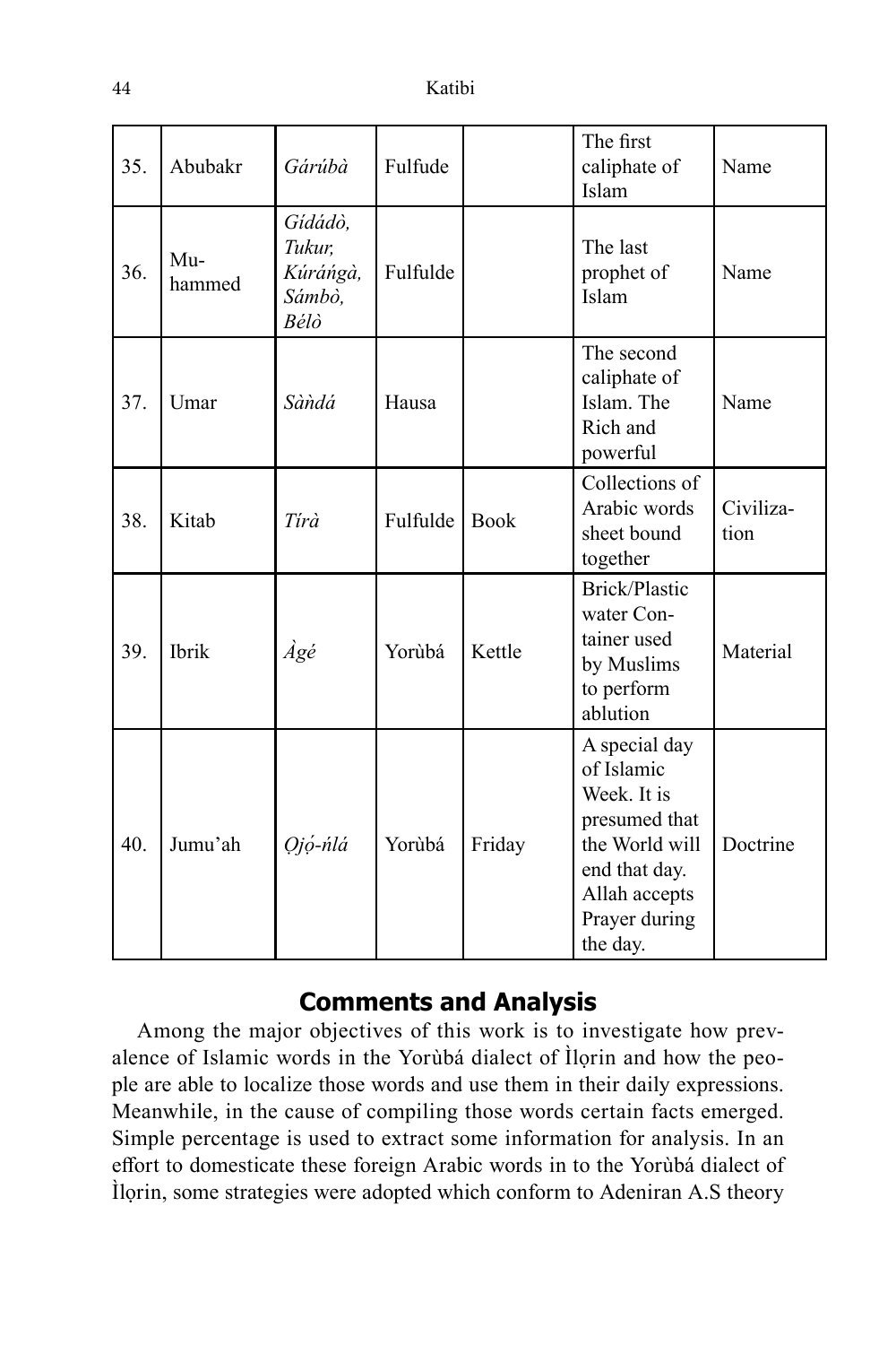| 35. | Abubakr | *Gárúbà* | Fulfude | | The first caliphate of Islam | Name |
|---|---|---|---|---|---|---|
| 36. | Muhammed | *Gídádò, Tukur, Kúráńgà, Sámbò, Bélò* | Fulfulde | | The last prophet of Islam | Name |
| 37. | Umar | *Sàǹdá* | Hausa | | The second caliphate of Islam. The Rich and powerful | Name |
| 38. | Kitab | *Tírà* | Fulfulde | Book | Collections of Arabic words sheet bound together | Civilization |
| 39. | Ibrik | *Àgé* | Yorùbá | Kettle | Brick/Plastic water Container used by Muslims to perform ablution | Material |
| 40. | Jumu'ah | *Ọjọ́-ńlá* | Yorùbá | Friday | A special day of Islamic Week. It is presumed that the World will end that day. Allah accepts Prayer during the day. | Doctrine |

## Comments and Analysis

Among the major objectives of this work is to investigate how prevalence of Islamic words in the Yorùbá dialect of Ìlọrin and how the people are able to localize those words and use them in their daily expressions. Meanwhile, in the cause of compiling those words certain facts emerged. Simple percentage is used to extract some information for analysis. In an effort to domesticate these foreign Arabic words in to the Yorùbá dialect of Ìlọrin, some strategies were adopted which conform to Adeniran A.S theory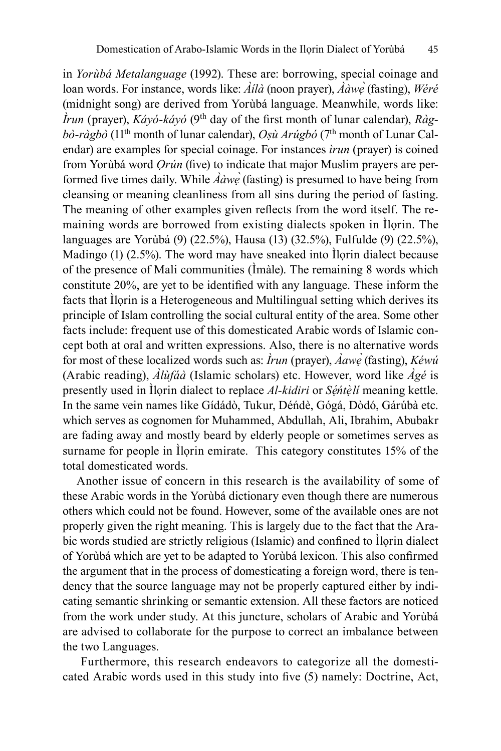in *Yorùbá Metalanguage* (1992). These are: borrowing, special coinage and loan words. For instance, words like: *Àílà* (noon prayer), *Ààwẹ̀* (fasting), *Wéré* (midnight song) are derived from Yorùbá language. Meanwhile, words like: *Ìrun* (prayer), *Káyó-káyó* (9th day of the first month of lunar calendar), *Ràgbò-ràgbò* (11th month of lunar calendar), *Ọsù Arúgbó* (7th month of Lunar Calendar) are examples for special coinage. For instances *ìrun* (prayer) is coined from Yorùbá word *Ọrún* (five) to indicate that major Muslim prayers are performed five times daily. While *Ààwẹ̀* (fasting) is presumed to have being from cleansing or meaning cleanliness from all sins during the period of fasting. The meaning of other examples given reflects from the word itself. The remaining words are borrowed from existing dialects spoken in Ìlọrin. The languages are Yorùbá (9) (22.5%), Hausa (13) (32.5%), Fulfulde (9) (22.5%), Madingo (1) (2.5%). The word may have sneaked into Ìlọrin dialect because of the presence of Mali communities (Ìmàle). The remaining 8 words which constitute 20%, are yet to be identified with any language. These inform the facts that Ìlọrin is a Heterogeneous and Multilingual setting which derives its principle of Islam controlling the social cultural entity of the area. Some other facts include: frequent use of this domesticated Arabic words of Islamic concept both at oral and written expressions. Also, there is no alternative words for most of these localized words such as: *Ìrun* (prayer), *Àawẹ̀* (fasting), *Kéwú* (Arabic reading), *Àlùfáà* (Islamic scholars) etc. However, word like *Àgé* is presently used in Ìlọrin dialect to replace *Al-kidiri* or *Sẹ́ńtẹ̀lí* meaning kettle. In the same vein names like Gídádò, Tukur, Déńdè, Gógá, Dòdó, Gárúbà etc. which serves as cognomen for Muhammed, Abdullah, Ali, Ibrahim, Abubakr are fading away and mostly beard by elderly people or sometimes serves as surname for people in Ìlọrin emirate. This category constitutes 15% of the total domesticated words.

Another issue of concern in this research is the availability of some of these Arabic words in the Yorùbá dictionary even though there are numerous others which could not be found. However, some of the available ones are not properly given the right meaning. This is largely due to the fact that the Arabic words studied are strictly religious (Islamic) and confined to Ìlọrin dialect of Yorùbá which are yet to be adapted to Yorùbá lexicon. This also confirmed the argument that in the process of domesticating a foreign word, there is tendency that the source language may not be properly captured either by indicating semantic shrinking or semantic extension. All these factors are noticed from the work under study. At this juncture, scholars of Arabic and Yorùbá are advised to collaborate for the purpose to correct an imbalance between the two Languages.

Furthermore, this research endeavors to categorize all the domesticated Arabic words used in this study into five (5) namely: Doctrine, Act,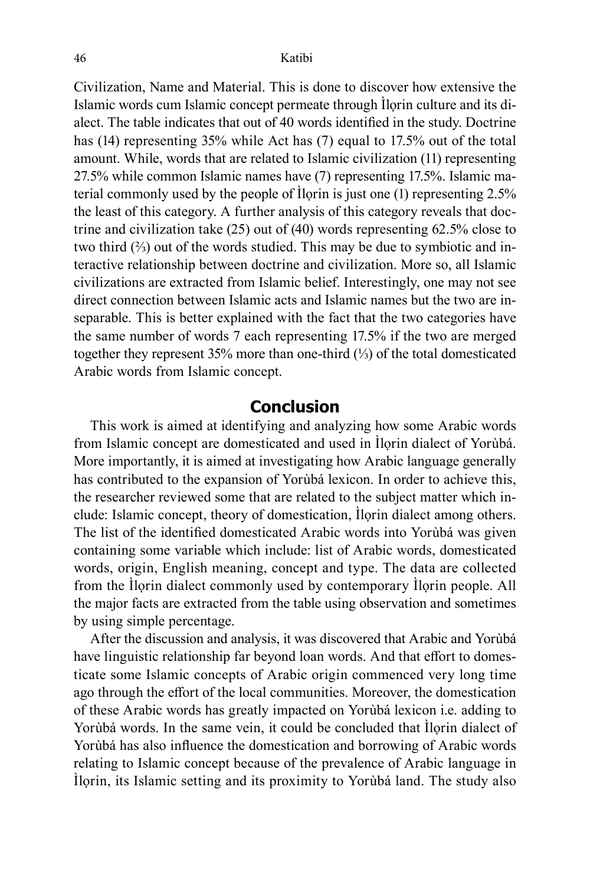Civilization, Name and Material. This is done to discover how extensive the Islamic words cum Islamic concept permeate through Ìlọrin culture and its dialect. The table indicates that out of 40 words identified in the study. Doctrine has (14) representing 35% while Act has (7) equal to 17.5% out of the total amount. While, words that are related to Islamic civilization (11) representing 27.5% while common Islamic names have (7) representing 17.5%. Islamic material commonly used by the people of Ìlọrin is just one (1) representing 2.5% the least of this category. A further analysis of this category reveals that doctrine and civilization take (25) out of (40) words representing 62.5% close to two third (⅔) out of the words studied. This may be due to symbiotic and interactive relationship between doctrine and civilization. More so, all Islamic civilizations are extracted from Islamic belief. Interestingly, one may not see direct connection between Islamic acts and Islamic names but the two are inseparable. This is better explained with the fact that the two categories have the same number of words 7 each representing 17.5% if the two are merged together they represent 35% more than one-third (⅓) of the total domesticated Arabic words from Islamic concept.

## Conclusion

This work is aimed at identifying and analyzing how some Arabic words from Islamic concept are domesticated and used in Ìlọrin dialect of Yorùbá. More importantly, it is aimed at investigating how Arabic language generally has contributed to the expansion of Yorùbá lexicon. In order to achieve this, the researcher reviewed some that are related to the subject matter which include: Islamic concept, theory of domestication, Ìlọrin dialect among others. The list of the identified domesticated Arabic words into Yorùbá was given containing some variable which include: list of Arabic words, domesticated words, origin, English meaning, concept and type. The data are collected from the Ìlọrin dialect commonly used by contemporary Ìlọrin people. All the major facts are extracted from the table using observation and sometimes by using simple percentage.

After the discussion and analysis, it was discovered that Arabic and Yorùbá have linguistic relationship far beyond loan words. And that effort to domesticate some Islamic concepts of Arabic origin commenced very long time ago through the effort of the local communities. Moreover, the domestication of these Arabic words has greatly impacted on Yorùbá lexicon i.e. adding to Yorùbá words. In the same vein, it could be concluded that Ìlọrin dialect of Yorùbá has also influence the domestication and borrowing of Arabic words relating to Islamic concept because of the prevalence of Arabic language in Ìlọrin, its Islamic setting and its proximity to Yorùbá land. The study also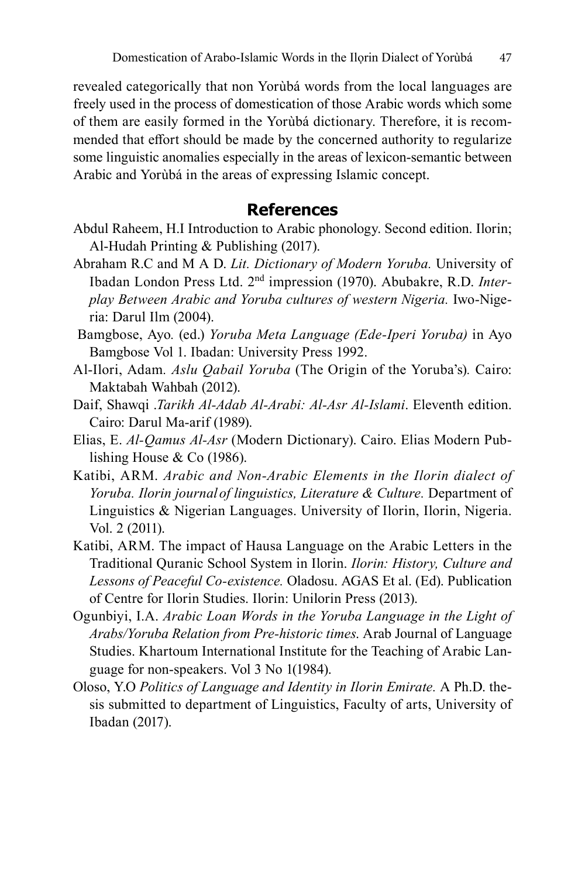revealed categorically that non Yorùbá words from the local languages are freely used in the process of domestication of those Arabic words which some of them are easily formed in the Yorùbá dictionary. Therefore, it is recommended that effort should be made by the concerned authority to regularize some linguistic anomalies especially in the areas of lexicon-semantic between Arabic and Yorùbá in the areas of expressing Islamic concept.

## References

Abdul Raheem, H.I Introduction to Arabic phonology. Second edition. Ilorin; Al-Hudah Printing & Publishing (2017).

Abraham R.C and M A D. *Lit. Dictionary of Modern Yoruba.* University of Ibadan London Press Ltd. 2nd impression (1970). Abubakre, R.D. *Interplay Between Arabic and Yoruba cultures of western Nigeria.* Iwo-Nigeria: Darul Ilm (2004).

Bamgbose, Ayo. (ed.) *Yoruba Meta Language (Ede-Iperi Yoruba)* in Ayo Bamgbose Vol 1. Ibadan: University Press 1992.

Al-Ilori, Adam. *Aslu Qabail Yoruba* (The Origin of the Yoruba's). Cairo: Maktabah Wahbah (2012).

Daif, Shawqi .*Tarikh Al-Adab Al-Arabi: Al-Asr Al-Islami*. Eleventh edition. Cairo: Darul Ma-arif (1989).

Elias, E. *Al-Qamus Al-Asr* (Modern Dictionary). Cairo. Elias Modern Publishing House & Co (1986).

Katibi, ARM. *Arabic and Non-Arabic Elements in the Ilorin dialect of Yoruba. Ilorin journal of linguistics, Literature & Culture.* Department of Linguistics & Nigerian Languages. University of Ilorin, Ilorin, Nigeria. Vol. 2 (2011).

Katibi, ARM. The impact of Hausa Language on the Arabic Letters in the Traditional Quranic School System in Ilorin. *Ilorin: History, Culture and Lessons of Peaceful Co-existence.* Oladosu. AGAS Et al. (Ed). Publication of Centre for Ilorin Studies. Ilorin: Unilorin Press (2013).

Ogunbiyi, I.A. *Arabic Loan Words in the Yoruba Language in the Light of Arabs/Yoruba Relation from Pre-historic times.* Arab Journal of Language Studies. Khartoum International Institute for the Teaching of Arabic Language for non-speakers. Vol 3 No 1(1984).

Oloso, Y.O *Politics of Language and Identity in Ilorin Emirate.* A Ph.D. thesis submitted to department of Linguistics, Faculty of arts, University of Ibadan (2017).